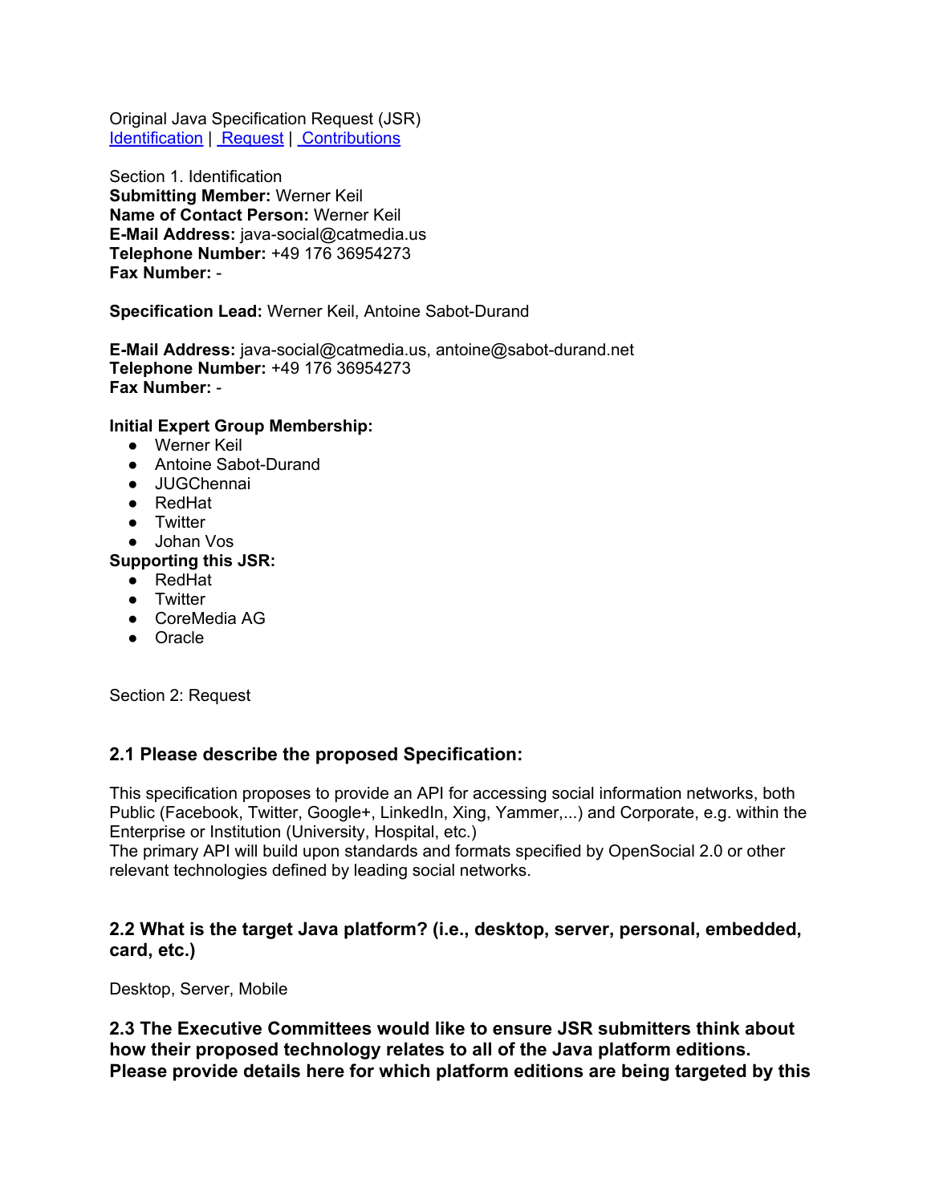Original Java Specification Request (JSR)
[Identification](#) | [Request](#) | [Contributions](#)

Section 1. Identification
**Submitting Member:** Werner Keil
**Name of Contact Person:** Werner Keil
**E-Mail Address:** java-social@catmedia.us
**Telephone Number:** +49 176 36954273
**Fax Number:** -

**Specification Lead:** Werner Keil, Antoine Sabot-Durand

**E-Mail Address:** java-social@catmedia.us, antoine@sabot-durand.net
**Telephone Number:** +49 176 36954273
**Fax Number:** -

**Initial Expert Group Membership:**

- Werner Keil
- Antoine Sabot-Durand
- JUGChennai
- RedHat
- Twitter
- Johan Vos

**Supporting this JSR:**

- RedHat
- Twitter
- CoreMedia AG
- Oracle

Section 2: Request

### 2.1 Please describe the proposed Specification:

This specification proposes to provide an API for accessing social information networks, both Public (Facebook, Twitter, Google+, LinkedIn, Xing, Yammer,...) and Corporate, e.g. within the Enterprise or Institution (University, Hospital, etc.)
The primary API will build upon standards and formats specified by OpenSocial 2.0 or other relevant technologies defined by leading social networks.

### 2.2 What is the target Java platform? (i.e., desktop, server, personal, embedded, card, etc.)

Desktop, Server, Mobile

### 2.3 The Executive Committees would like to ensure JSR submitters think about how their proposed technology relates to all of the Java platform editions. Please provide details here for which platform editions are being targeted by this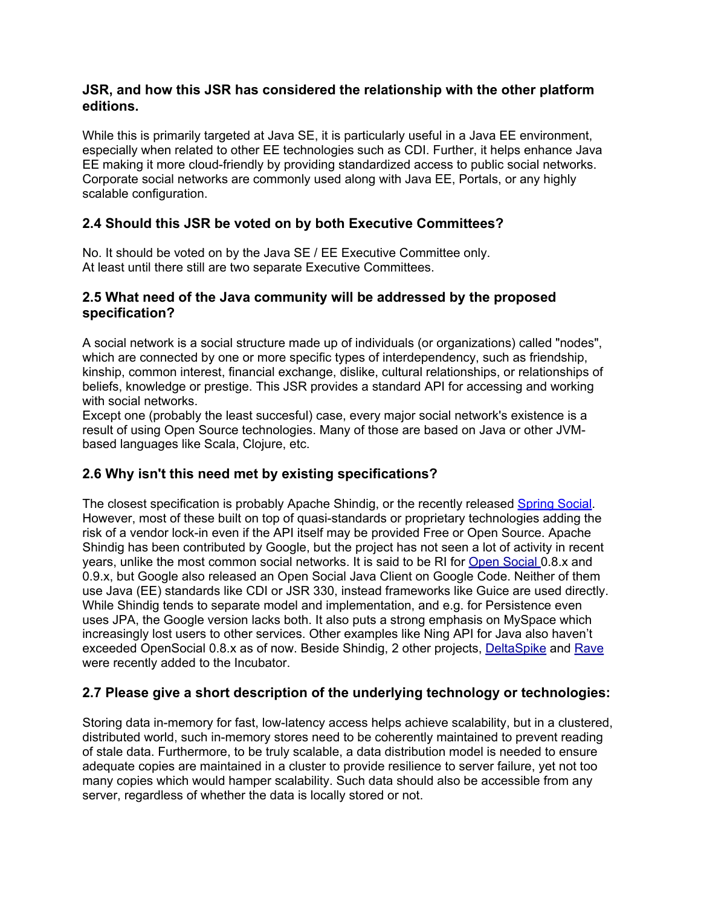### JSR, and how this JSR has considered the relationship with the other platform editions.

While this is primarily targeted at Java SE, it is particularly useful in a Java EE environment, especially when related to other EE technologies such as CDI. Further, it helps enhance Java EE making it more cloud-friendly by providing standardized access to public social networks. Corporate social networks are commonly used along with Java EE, Portals, or any highly scalable configuration.

### 2.4 Should this JSR be voted on by both Executive Committees?

No. It should be voted on by the Java SE / EE Executive Committee only.
At least until there still are two separate Executive Committees.

### 2.5 What need of the Java community will be addressed by the proposed specification?

A social network is a social structure made up of individuals (or organizations) called "nodes", which are connected by one or more specific types of interdependency, such as friendship, kinship, common interest, financial exchange, dislike, cultural relationships, or relationships of beliefs, knowledge or prestige. This JSR provides a standard API for accessing and working with social networks.
Except one (probably the least succesful) case, every major social network's existence is a result of using Open Source technologies. Many of those are based on Java or other JVM-based languages like Scala, Clojure, etc.

### 2.6 Why isn't this need met by existing specifications?

The closest specification is probably Apache Shindig, or the recently released [Spring Social](). However, most of these built on top of quasi-standards or proprietary technologies adding the risk of a vendor lock-in even if the API itself may be provided Free or Open Source. Apache Shindig has been contributed by Google, but the project has not seen a lot of activity in recent years, unlike the most common social networks. It is said to be RI for [Open Social ]()0.8.x and 0.9.x, but Google also released an Open Social Java Client on Google Code. Neither of them use Java (EE) standards like CDI or JSR 330, instead frameworks like Guice are used directly. While Shindig tends to separate model and implementation, and e.g. for Persistence even uses JPA, the Google version lacks both. It also puts a strong emphasis on MySpace which increasingly lost users to other services. Other examples like Ning API for Java also haven't exceeded OpenSocial 0.8.x as of now. Beside Shindig, 2 other projects, [DeltaSpike]() and [Rave]() were recently added to the Incubator.

### 2.7 Please give a short description of the underlying technology or technologies:

Storing data in-memory for fast, low-latency access helps achieve scalability, but in a clustered, distributed world, such in-memory stores need to be coherently maintained to prevent reading of stale data. Furthermore, to be truly scalable, a data distribution model is needed to ensure adequate copies are maintained in a cluster to provide resilience to server failure, yet not too many copies which would hamper scalability. Such data should also be accessible from any server, regardless of whether the data is locally stored or not.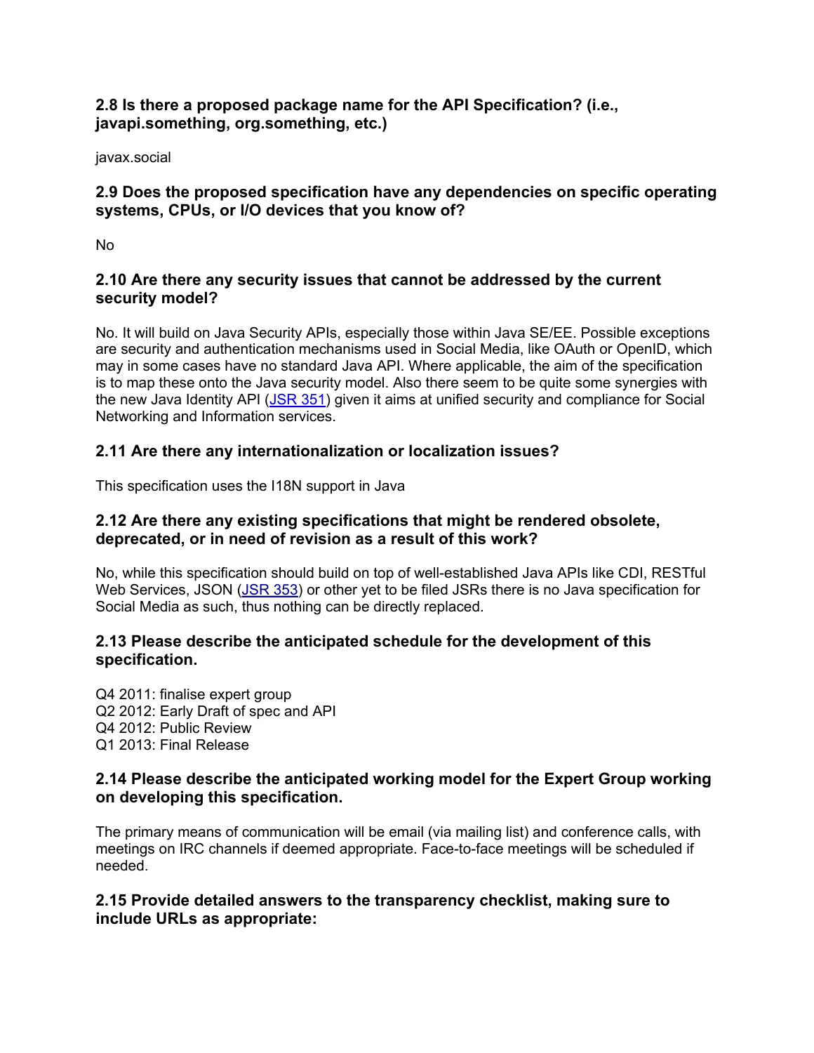### 2.8 Is there a proposed package name for the API Specification? (i.e., javapi.something, org.something, etc.)

javax.social

### 2.9 Does the proposed specification have any dependencies on specific operating systems, CPUs, or I/O devices that you know of?

No

### 2.10 Are there any security issues that cannot be addressed by the current security model?

No. It will build on Java Security APIs, especially those within Java SE/EE. Possible exceptions are security and authentication mechanisms used in Social Media, like OAuth or OpenID, which may in some cases have no standard Java API. Where applicable, the aim of the specification is to map these onto the Java security model. Also there seem to be quite some synergies with the new Java Identity API (JSR 351) given it aims at unified security and compliance for Social Networking and Information services.

### 2.11 Are there any internationalization or localization issues?

This specification uses the I18N support in Java

### 2.12 Are there any existing specifications that might be rendered obsolete, deprecated, or in need of revision as a result of this work?

No, while this specification should build on top of well-established Java APIs like CDI, RESTful Web Services, JSON (JSR 353) or other yet to be filed JSRs there is no Java specification for Social Media as such, thus nothing can be directly replaced.

### 2.13 Please describe the anticipated schedule for the development of this specification.

Q4 2011: finalise expert group  
Q2 2012: Early Draft of spec and API  
Q4 2012: Public Review  
Q1 2013: Final Release

### 2.14 Please describe the anticipated working model for the Expert Group working on developing this specification.

The primary means of communication will be email (via mailing list) and conference calls, with meetings on IRC channels if deemed appropriate. Face-to-face meetings will be scheduled if needed.

### 2.15 Provide detailed answers to the transparency checklist, making sure to include URLs as appropriate: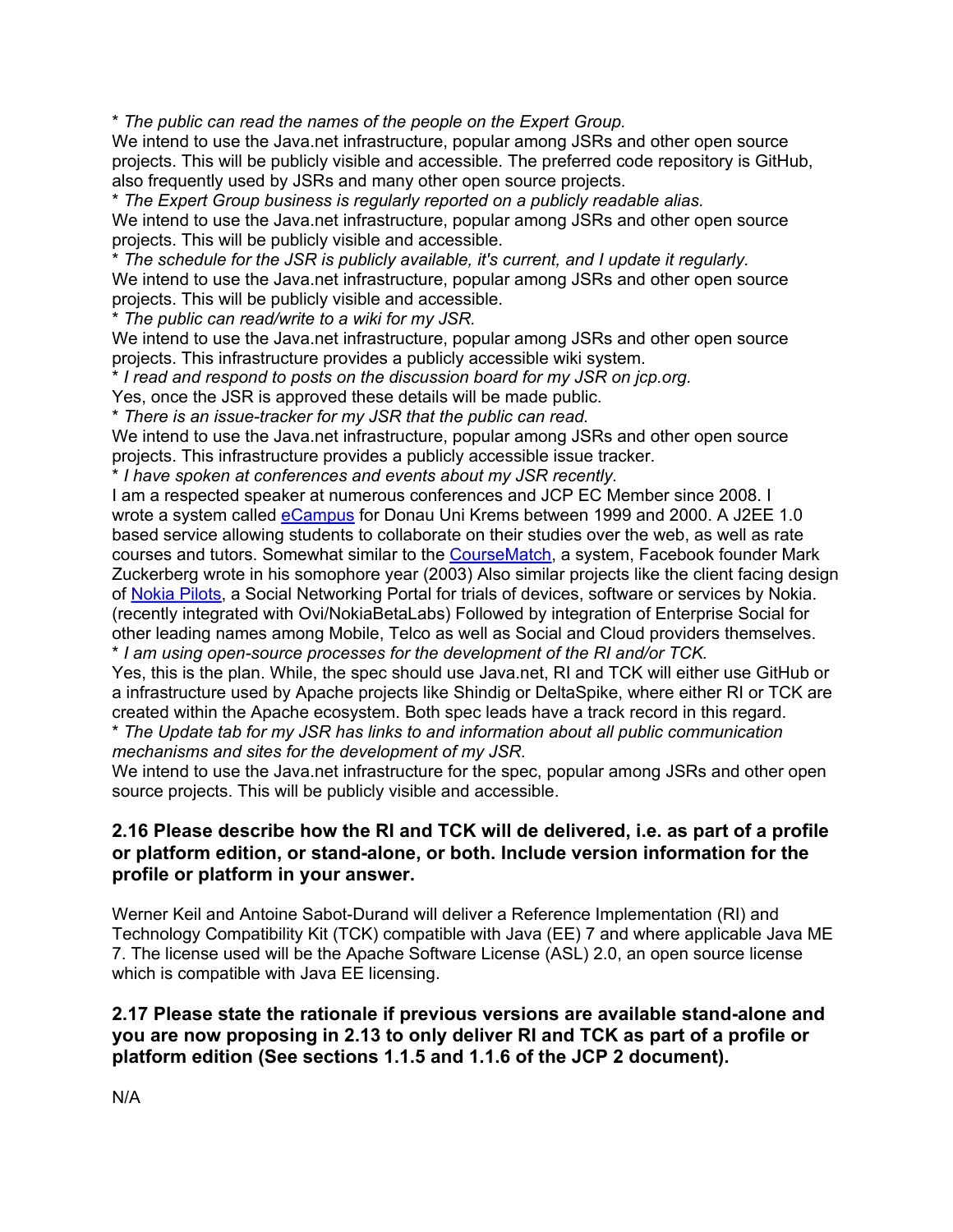* *The public can read the names of the people on the Expert Group.*
We intend to use the Java.net infrastructure, popular among JSRs and other open source projects. This will be publicly visible and accessible. The preferred code repository is GitHub, also frequently used by JSRs and many other open source projects.
* *The Expert Group business is regularly reported on a publicly readable alias.*
We intend to use the Java.net infrastructure, popular among JSRs and other open source projects. This will be publicly visible and accessible.
* *The schedule for the JSR is publicly available, it's current, and I update it regularly.*
We intend to use the Java.net infrastructure, popular among JSRs and other open source projects. This will be publicly visible and accessible.
* *The public can read/write to a wiki for my JSR.*
We intend to use the Java.net infrastructure, popular among JSRs and other open source projects. This infrastructure provides a publicly accessible wiki system.
* *I read and respond to posts on the discussion board for my JSR on jcp.org.*
Yes, once the JSR is approved these details will be made public.
* *There is an issue-tracker for my JSR that the public can read.*
We intend to use the Java.net infrastructure, popular among JSRs and other open source projects. This infrastructure provides a publicly accessible issue tracker.
* *I have spoken at conferences and events about my JSR recently.*
I am a respected speaker at numerous conferences and JCP EC Member since 2008. I wrote a system called eCampus for Donau Uni Krems between 1999 and 2000. A J2EE 1.0 based service allowing students to collaborate on their studies over the web, as well as rate courses and tutors. Somewhat similar to the CourseMatch, a system, Facebook founder Mark Zuckerberg wrote in his somophore year (2003) Also similar projects like the client facing design of Nokia Pilots, a Social Networking Portal for trials of devices, software or services by Nokia. (recently integrated with Ovi/NokiaBetaLabs) Followed by integration of Enterprise Social for other leading names among Mobile, Telco as well as Social and Cloud providers themselves.
* *I am using open-source processes for the development of the RI and/or TCK.*
Yes, this is the plan. While, the spec should use Java.net, RI and TCK will either use GitHub or a infrastructure used by Apache projects like Shindig or DeltaSpike, where either RI or TCK are created within the Apache ecosystem. Both spec leads have a track record in this regard.
* *The Update tab for my JSR has links to and information about all public communication mechanisms and sites for the development of my JSR.*
We intend to use the Java.net infrastructure for the spec, popular among JSRs and other open source projects. This will be publicly visible and accessible.

### 2.16 Please describe how the RI and TCK will de delivered, i.e. as part of a profile or platform edition, or stand-alone, or both. Include version information for the profile or platform in your answer.

Werner Keil and Antoine Sabot-Durand will deliver a Reference Implementation (RI) and Technology Compatibility Kit (TCK) compatible with Java (EE) 7 and where applicable Java ME 7. The license used will be the Apache Software License (ASL) 2.0, an open source license which is compatible with Java EE licensing.

### 2.17 Please state the rationale if previous versions are available stand-alone and you are now proposing in 2.13 to only deliver RI and TCK as part of a profile or platform edition (See sections 1.1.5 and 1.1.6 of the JCP 2 document).

N/A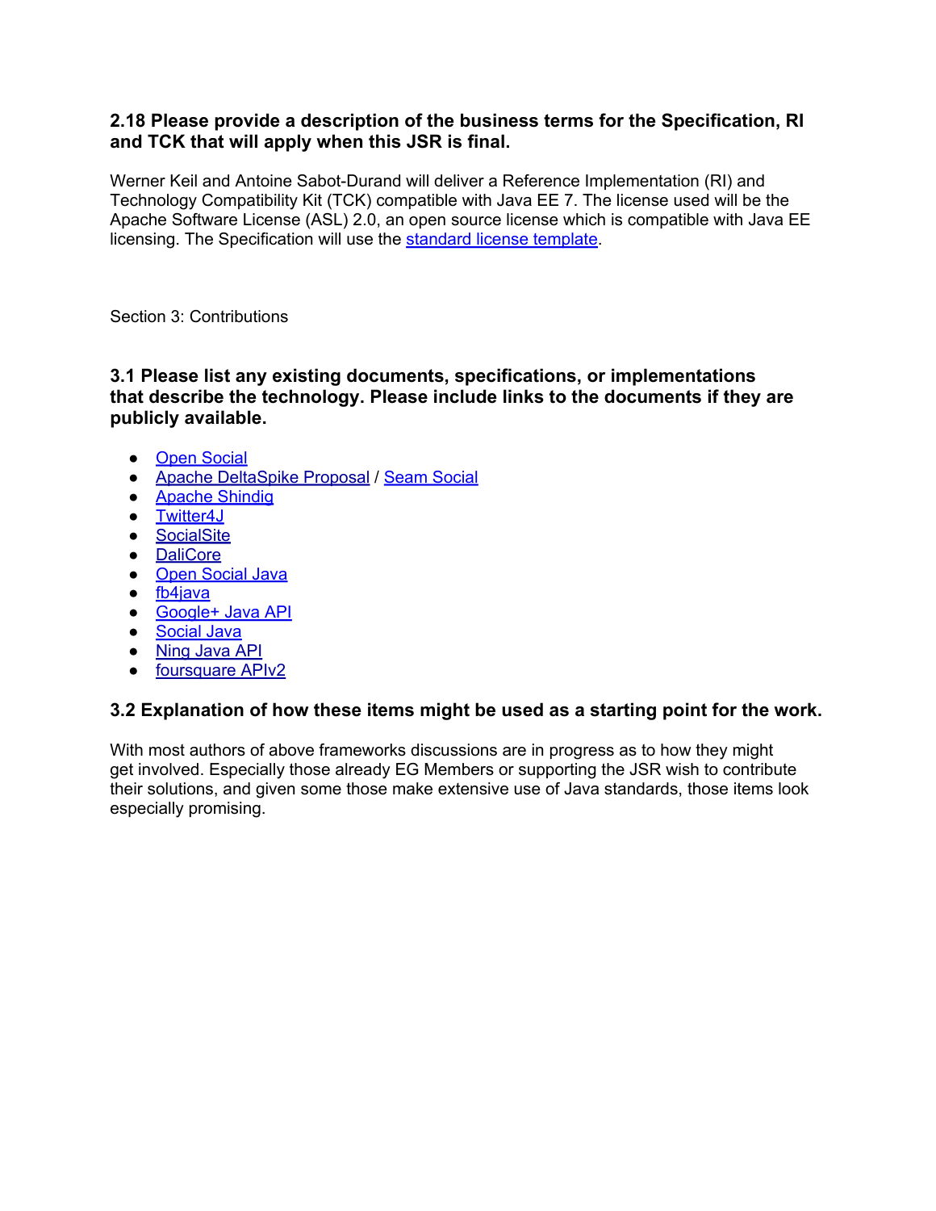**2.18 Please provide a description of the business terms for the Specification, RI and TCK that will apply when this JSR is final.**

Werner Keil and Antoine Sabot-Durand will deliver a Reference Implementation (RI) and Technology Compatibility Kit (TCK) compatible with Java EE 7. The license used will be the Apache Software License (ASL) 2.0, an open source license which is compatible with Java EE licensing. The Specification will use the standard license template.

Section 3: Contributions

**3.1 Please list any existing documents, specifications, or implementations that describe the technology. Please include links to the documents if they are publicly available.**

- Open Social
- Apache DeltaSpike Proposal / Seam Social
- Apache Shindig
- Twitter4J
- SocialSite
- DaliCore
- Open Social Java
- fb4java
- Google+ Java API
- Social Java
- Ning Java API
- foursquare APIv2

**3.2 Explanation of how these items might be used as a starting point for the work.**

With most authors of above frameworks discussions are in progress as to how they might get involved. Especially those already EG Members or supporting the JSR wish to contribute their solutions, and given some those make extensive use of Java standards, those items look especially promising.